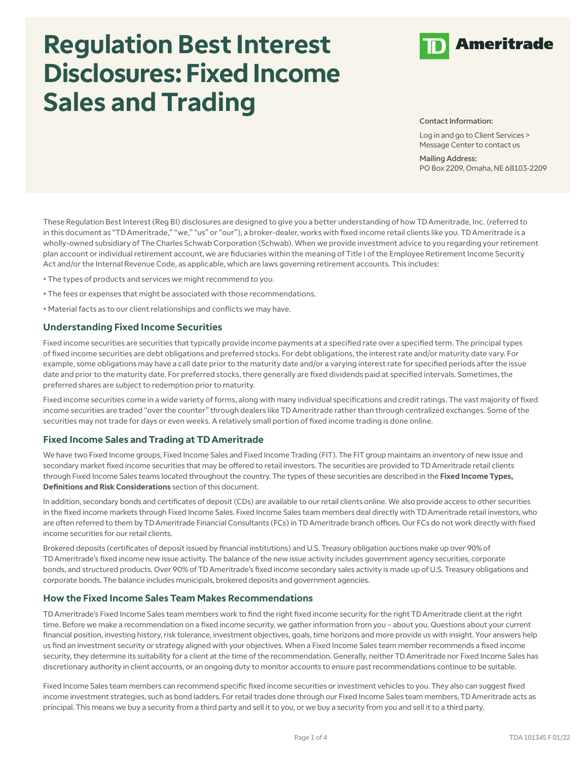# Regulation Best Interest Disclosures: Fixed Income Sales and Trading

TD Ameritrade

Contact Information:

Log in and go to Client Services > Message Center to contact us

Mailing Address:
PO Box 2209, Omaha, NE 68103-2209

These Regulation Best Interest (Reg BI) disclosures are designed to give you a better understanding of how TD Ameritrade, Inc. (referred to in this document as "TD Ameritrade," "we," "us" or "our"), a broker-dealer, works with fixed income retail clients like you. TD Ameritrade is a wholly-owned subsidiary of The Charles Schwab Corporation (Schwab). When we provide investment advice to you regarding your retirement plan account or individual retirement account, we are fiduciaries within the meaning of Title I of the Employee Retirement Income Security Act and/or the Internal Revenue Code, as applicable, which are laws governing retirement accounts. This includes:

- The types of products and services we might recommend to you.
- The fees or expenses that might be associated with those recommendations.
- Material facts as to our client relationships and conflicts we may have.

## Understanding Fixed Income Securities

Fixed income securities are securities that typically provide income payments at a specified rate over a specified term. The principal types of fixed income securities are debt obligations and preferred stocks. For debt obligations, the interest rate and/or maturity date vary. For example, some obligations may have a call date prior to the maturity date and/or a varying interest rate for specified periods after the issue date and prior to the maturity date. For preferred stocks, there generally are fixed dividends paid at specified intervals. Sometimes, the preferred shares are subject to redemption prior to maturity.

Fixed income securities come in a wide variety of forms, along with many individual specifications and credit ratings. The vast majority of fixed income securities are traded "over the counter" through dealers like TD Ameritrade rather than through centralized exchanges. Some of the securities may not trade for days or even weeks. A relatively small portion of fixed income trading is done online.

## Fixed Income Sales and Trading at TD Ameritrade

We have two Fixed Income groups, Fixed Income Sales and Fixed Income Trading (FIT). The FIT group maintains an inventory of new issue and secondary market fixed income securities that may be offered to retail investors. The securities are provided to TD Ameritrade retail clients through Fixed Income Sales teams located throughout the country. The types of these securities are described in the **Fixed Income Types, Definitions and Risk Considerations** section of this document.

In addition, secondary bonds and certificates of deposit (CDs) are available to our retail clients online. We also provide access to other securities in the fixed income markets through Fixed Income Sales. Fixed Income Sales team members deal directly with TD Ameritrade retail investors, who are often referred to them by TD Ameritrade Financial Consultants (FCs) in TD Ameritrade branch offices. Our FCs do not work directly with fixed income securities for our retail clients.

Brokered deposits (certificates of deposit issued by financial institutions) and U.S. Treasury obligation auctions make up over 90% of TD Ameritrade's fixed income new issue activity. The balance of the new issue activity includes government agency securities, corporate bonds, and structured products. Over 90% of TD Ameritrade's fixed income secondary sales activity is made up of U.S. Treasury obligations and corporate bonds. The balance includes municipals, brokered deposits and government agencies.

## How the Fixed Income Sales Team Makes Recommendations

TD Ameritrade's Fixed Income Sales team members work to find the right fixed income security for the right TD Ameritrade client at the right time. Before we make a recommendation on a fixed income security, we gather information from you – about you. Questions about your current financial position, investing history, risk tolerance, investment objectives, goals, time horizons and more provide us with insight. Your answers help us find an investment security or strategy aligned with your objectives. When a Fixed Income Sales team member recommends a fixed income security, they determine its suitability for a client at the time of the recommendation. Generally, neither TD Ameritrade nor Fixed Income Sales has discretionary authority in client accounts, or an ongoing duty to monitor accounts to ensure past recommendations continue to be suitable.

Fixed Income Sales team members can recommend specific fixed income securities or investment vehicles to you. They also can suggest fixed income investment strategies, such as bond ladders. For retail trades done through our Fixed Income Sales team members, TD Ameritrade acts as principal. This means we buy a security from a third party and sell it to you, or we buy a security from you and sell it to a third party.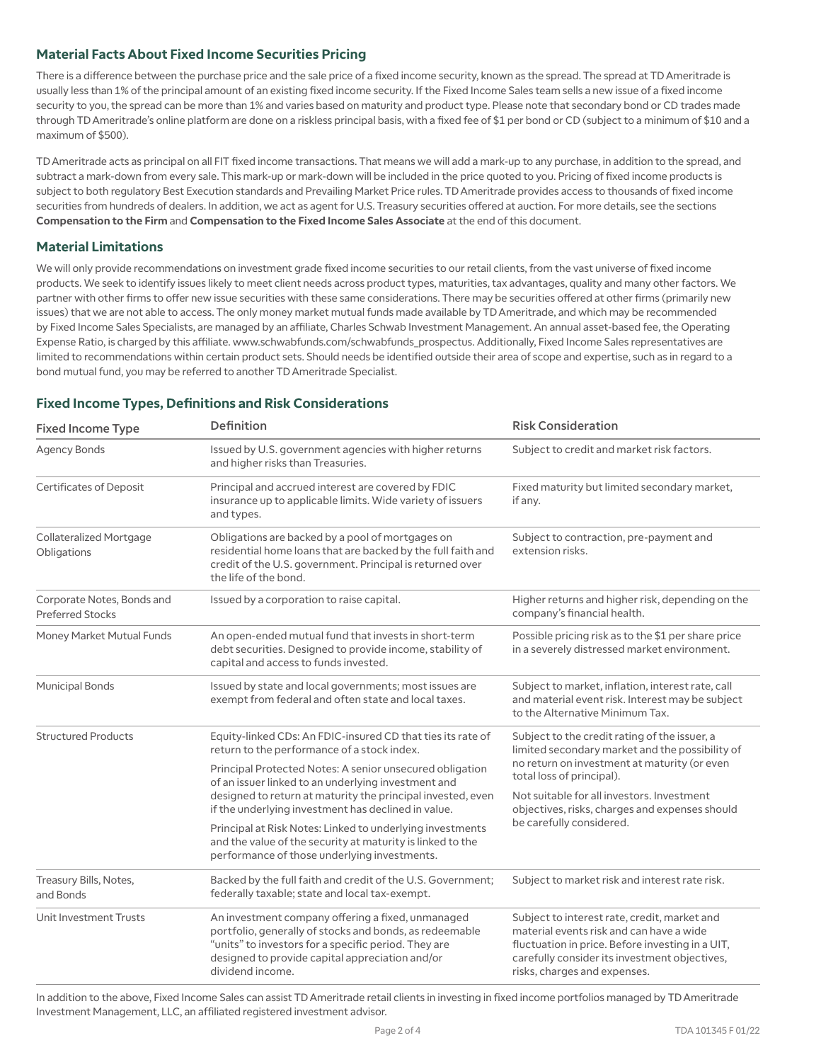## Material Facts About Fixed Income Securities Pricing

There is a difference between the purchase price and the sale price of a fixed income security, known as the spread. The spread at TD Ameritrade is usually less than 1% of the principal amount of an existing fixed income security. If the Fixed Income Sales team sells a new issue of a fixed income security to you, the spread can be more than 1% and varies based on maturity and product type. Please note that secondary bond or CD trades made through TD Ameritrade's online platform are done on a riskless principal basis, with a fixed fee of $1 per bond or CD (subject to a minimum of $10 and a maximum of $500).

TD Ameritrade acts as principal on all FIT fixed income transactions. That means we will add a mark-up to any purchase, in addition to the spread, and subtract a mark-down from every sale. This mark-up or mark-down will be included in the price quoted to you. Pricing of fixed income products is subject to both regulatory Best Execution standards and Prevailing Market Price rules. TD Ameritrade provides access to thousands of fixed income securities from hundreds of dealers. In addition, we act as agent for U.S. Treasury securities offered at auction. For more details, see the sections **Compensation to the Firm** and **Compensation to the Fixed Income Sales Associate** at the end of this document.

## Material Limitations

We will only provide recommendations on investment grade fixed income securities to our retail clients, from the vast universe of fixed income products. We seek to identify issues likely to meet client needs across product types, maturities, tax advantages, quality and many other factors. We partner with other firms to offer new issue securities with these same considerations. There may be securities offered at other firms (primarily new issues) that we are not able to access. The only money market mutual funds made available by TD Ameritrade, and which may be recommended by Fixed Income Sales Specialists, are managed by an affiliate, Charles Schwab Investment Management. An annual asset-based fee, the Operating Expense Ratio, is charged by this affiliate. www.schwabfunds.com/schwabfunds_prospectus. Additionally, Fixed Income Sales representatives are limited to recommendations within certain product sets. Should needs be identified outside their area of scope and expertise, such as in regard to a bond mutual fund, you may be referred to another TD Ameritrade Specialist.

## Fixed Income Types, Definitions and Risk Considerations

| Fixed Income Type | Definition | Risk Consideration |
|---|---|---|
| Agency Bonds | Issued by U.S. government agencies with higher returns and higher risks than Treasuries. | Subject to credit and market risk factors. |
| Certificates of Deposit | Principal and accrued interest are covered by FDIC insurance up to applicable limits. Wide variety of issuers and types. | Fixed maturity but limited secondary market, if any. |
| Collateralized Mortgage Obligations | Obligations are backed by a pool of mortgages on residential home loans that are backed by the full faith and credit of the U.S. government. Principal is returned over the life of the bond. | Subject to contraction, pre-payment and extension risks. |
| Corporate Notes, Bonds and Preferred Stocks | Issued by a corporation to raise capital. | Higher returns and higher risk, depending on the company's financial health. |
| Money Market Mutual Funds | An open-ended mutual fund that invests in short-term debt securities. Designed to provide income, stability of capital and access to funds invested. | Possible pricing risk as to the $1 per share price in a severely distressed market environment. |
| Municipal Bonds | Issued by state and local governments; most issues are exempt from federal and often state and local taxes. | Subject to market, inflation, interest rate, call and material event risk. Interest may be subject to the Alternative Minimum Tax. |
| Structured Products | Equity-linked CDs: An FDIC-insured CD that ties its rate of return to the performance of a stock index.<br><br>Principal Protected Notes: A senior unsecured obligation of an issuer linked to an underlying investment and designed to return at maturity the principal invested, even if the underlying investment has declined in value.<br><br>Principal at Risk Notes: Linked to underlying investments and the value of the security at maturity is linked to the performance of those underlying investments. | Subject to the credit rating of the issuer, a limited secondary market and the possibility of no return on investment at maturity (or even total loss of principal).<br><br>Not suitable for all investors. Investment objectives, risks, charges and expenses should be carefully considered. |
| Treasury Bills, Notes, and Bonds | Backed by the full faith and credit of the U.S. Government; federally taxable; state and local tax-exempt. | Subject to market risk and interest rate risk. |
| Unit Investment Trusts | An investment company offering a fixed, unmanaged portfolio, generally of stocks and bonds, as redeemable "units" to investors for a specific period. They are designed to provide capital appreciation and/or dividend income. | Subject to interest rate, credit, market and material events risk and can have a wide fluctuation in price. Before investing in a UIT, carefully consider its investment objectives, risks, charges and expenses. |

In addition to the above, Fixed Income Sales can assist TD Ameritrade retail clients in investing in fixed income portfolios managed by TD Ameritrade Investment Management, LLC, an affiliated registered investment advisor.

TDA 101345 F 01/22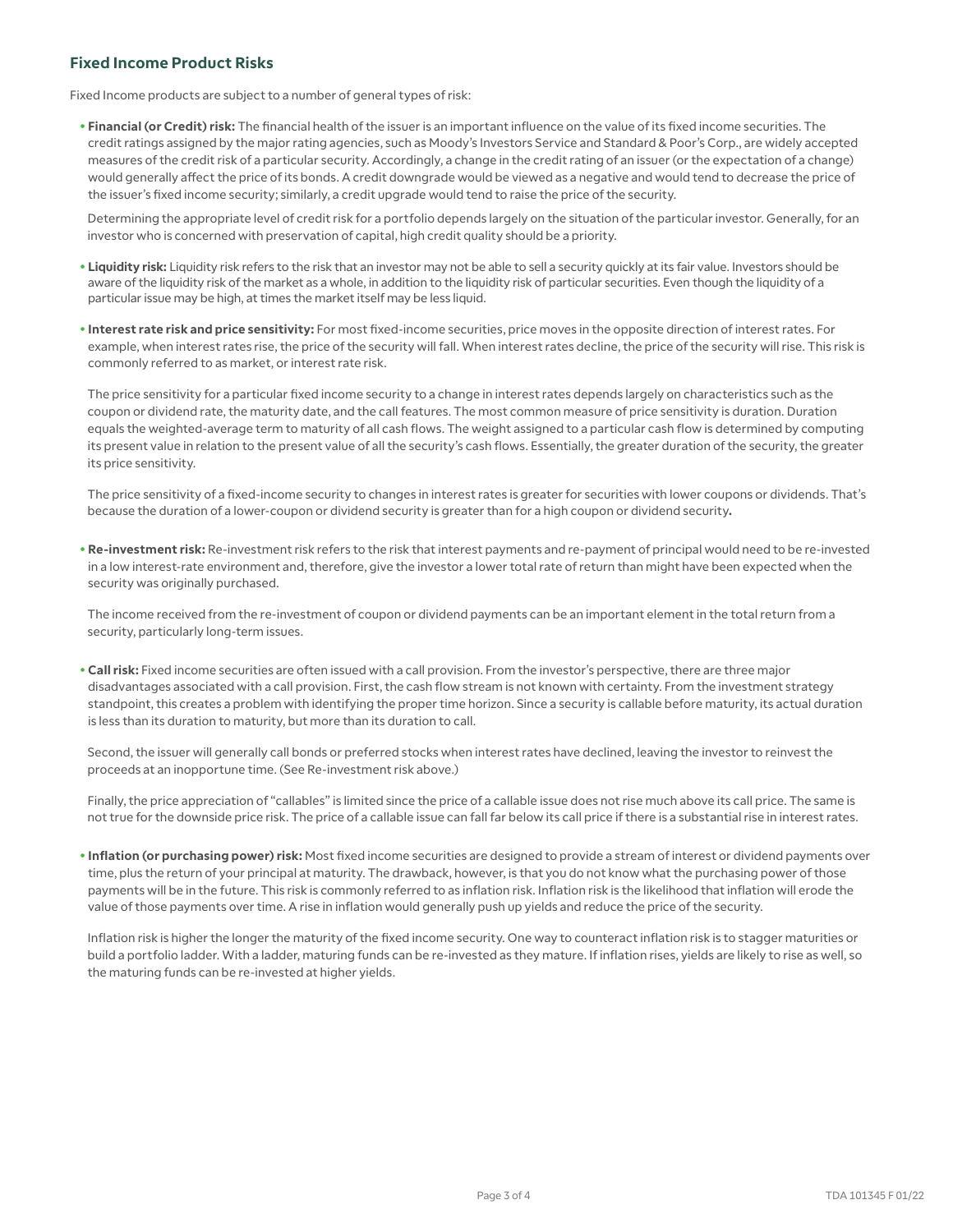## Fixed Income Product Risks

Fixed Income products are subject to a number of general types of risk:

- **Financial (or Credit) risk:** The financial health of the issuer is an important influence on the value of its fixed income securities. The credit ratings assigned by the major rating agencies, such as Moody's Investors Service and Standard & Poor's Corp., are widely accepted measures of the credit risk of a particular security. Accordingly, a change in the credit rating of an issuer (or the expectation of a change) would generally affect the price of its bonds. A credit downgrade would be viewed as a negative and would tend to decrease the price of the issuer's fixed income security; similarly, a credit upgrade would tend to raise the price of the security.

  Determining the appropriate level of credit risk for a portfolio depends largely on the situation of the particular investor. Generally, for an investor who is concerned with preservation of capital, high credit quality should be a priority.

- **Liquidity risk:** Liquidity risk refers to the risk that an investor may not be able to sell a security quickly at its fair value. Investors should be aware of the liquidity risk of the market as a whole, in addition to the liquidity risk of particular securities. Even though the liquidity of a particular issue may be high, at times the market itself may be less liquid.

- **Interest rate risk and price sensitivity:** For most fixed-income securities, price moves in the opposite direction of interest rates. For example, when interest rates rise, the price of the security will fall. When interest rates decline, the price of the security will rise. This risk is commonly referred to as market, or interest rate risk.

  The price sensitivity for a particular fixed income security to a change in interest rates depends largely on characteristics such as the coupon or dividend rate, the maturity date, and the call features. The most common measure of price sensitivity is duration. Duration equals the weighted-average term to maturity of all cash flows. The weight assigned to a particular cash flow is determined by computing its present value in relation to the present value of all the security's cash flows. Essentially, the greater duration of the security, the greater its price sensitivity.

  The price sensitivity of a fixed-income security to changes in interest rates is greater for securities with lower coupons or dividends. That's because the duration of a lower-coupon or dividend security is greater than for a high coupon or dividend security.

- **Re-investment risk:** Re-investment risk refers to the risk that interest payments and re-payment of principal would need to be re-invested in a low interest-rate environment and, therefore, give the investor a lower total rate of return than might have been expected when the security was originally purchased.

  The income received from the re-investment of coupon or dividend payments can be an important element in the total return from a security, particularly long-term issues.

- **Call risk:** Fixed income securities are often issued with a call provision. From the investor's perspective, there are three major disadvantages associated with a call provision. First, the cash flow stream is not known with certainty. From the investment strategy standpoint, this creates a problem with identifying the proper time horizon. Since a security is callable before maturity, its actual duration is less than its duration to maturity, but more than its duration to call.

  Second, the issuer will generally call bonds or preferred stocks when interest rates have declined, leaving the investor to reinvest the proceeds at an inopportune time. (See Re-investment risk above.)

  Finally, the price appreciation of "callables" is limited since the price of a callable issue does not rise much above its call price. The same is not true for the downside price risk. The price of a callable issue can fall far below its call price if there is a substantial rise in interest rates.

- **Inflation (or purchasing power) risk:** Most fixed income securities are designed to provide a stream of interest or dividend payments over time, plus the return of your principal at maturity. The drawback, however, is that you do not know what the purchasing power of those payments will be in the future. This risk is commonly referred to as inflation risk. Inflation risk is the likelihood that inflation will erode the value of those payments over time. A rise in inflation would generally push up yields and reduce the price of the security.

  Inflation risk is higher the longer the maturity of the fixed income security. One way to counteract inflation risk is to stagger maturities or build a portfolio ladder. With a ladder, maturing funds can be re-invested as they mature. If inflation rises, yields are likely to rise as well, so the maturing funds can be re-invested at higher yields.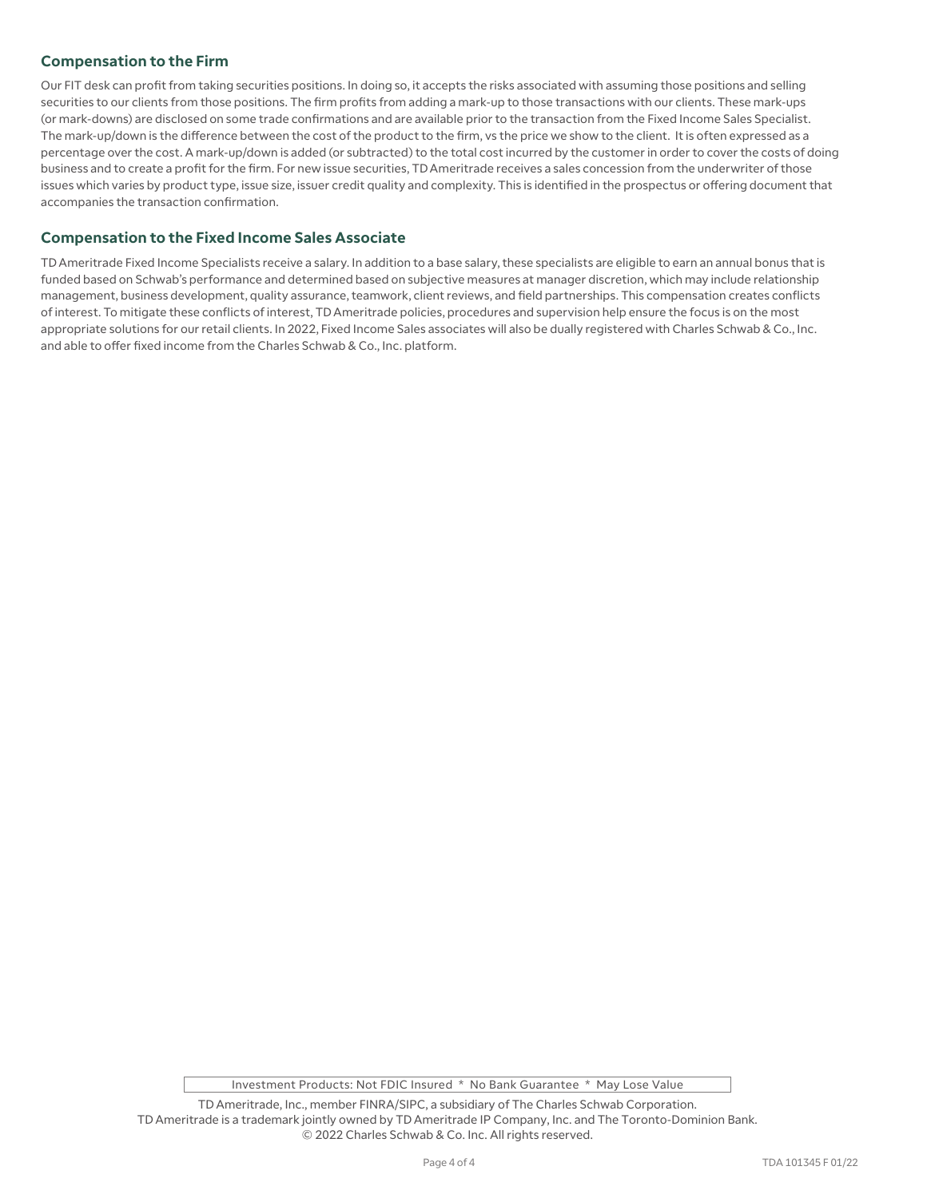## Compensation to the Firm

Our FIT desk can profit from taking securities positions. In doing so, it accepts the risks associated with assuming those positions and selling securities to our clients from those positions. The firm profits from adding a mark-up to those transactions with our clients. These mark-ups (or mark-downs) are disclosed on some trade confirmations and are available prior to the transaction from the Fixed Income Sales Specialist. The mark-up/down is the difference between the cost of the product to the firm, vs the price we show to the client. It is often expressed as a percentage over the cost. A mark-up/down is added (or subtracted) to the total cost incurred by the customer in order to cover the costs of doing business and to create a profit for the firm. For new issue securities, TD Ameritrade receives a sales concession from the underwriter of those issues which varies by product type, issue size, issuer credit quality and complexity. This is identified in the prospectus or offering document that accompanies the transaction confirmation.

## Compensation to the Fixed Income Sales Associate

TD Ameritrade Fixed Income Specialists receive a salary. In addition to a base salary, these specialists are eligible to earn an annual bonus that is funded based on Schwab's performance and determined based on subjective measures at manager discretion, which may include relationship management, business development, quality assurance, teamwork, client reviews, and field partnerships. This compensation creates conflicts of interest. To mitigate these conflicts of interest, TD Ameritrade policies, procedures and supervision help ensure the focus is on the most appropriate solutions for our retail clients. In 2022, Fixed Income Sales associates will also be dually registered with Charles Schwab & Co., Inc. and able to offer fixed income from the Charles Schwab & Co., Inc. platform.

Investment Products: Not FDIC Insured * No Bank Guarantee * May Lose Value

TD Ameritrade, Inc., member FINRA/SIPC, a subsidiary of The Charles Schwab Corporation.
TD Ameritrade is a trademark jointly owned by TD Ameritrade IP Company, Inc. and The Toronto-Dominion Bank.
© 2022 Charles Schwab & Co. Inc. All rights reserved.

TDA 101345 F 01/22